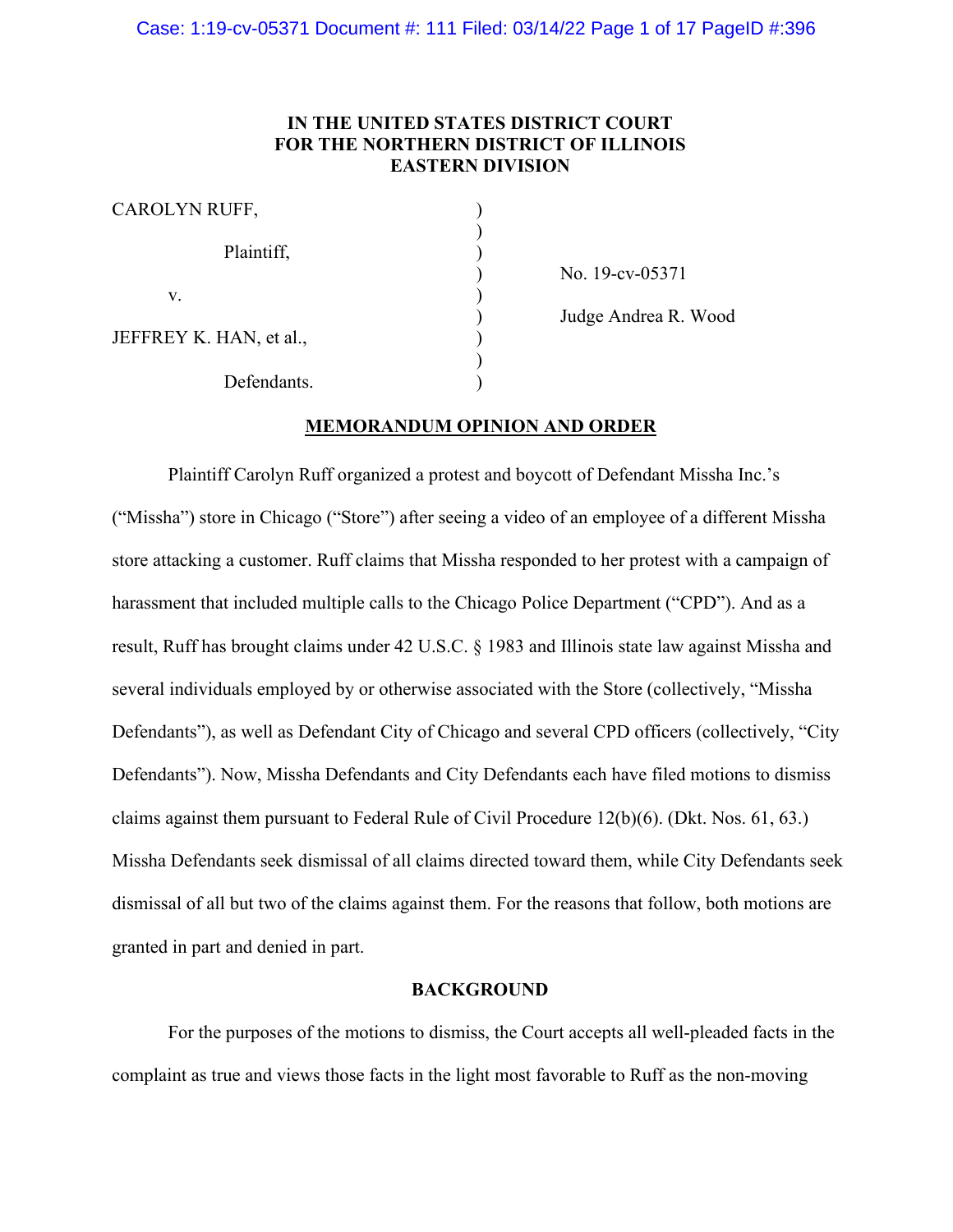IN THE UNITED STATES DISTRICT COURT
FOR THE NORTHERN DISTRICT OF ILLINOIS
EASTERN DIVISION

| | | |
|---|---|---|
| CAROLYN RUFF, | ) | |
| | ) | |
| Plaintiff, | ) | |
| | ) | No. 19-cv-05371 |
| v. | ) | |
| | ) | Judge Andrea R. Wood |
| JEFFREY K. HAN, et al., | ) | |
| | ) | |
| Defendants. | ) | |

**MEMORANDUM OPINION AND ORDER**

Plaintiff Carolyn Ruff organized a protest and boycott of Defendant Missha Inc.'s ("Missha") store in Chicago ("Store") after seeing a video of an employee of a different Missha store attacking a customer. Ruff claims that Missha responded to her protest with a campaign of harassment that included multiple calls to the Chicago Police Department ("CPD"). And as a result, Ruff has brought claims under 42 U.S.C. § 1983 and Illinois state law against Missha and several individuals employed by or otherwise associated with the Store (collectively, "Missha Defendants"), as well as Defendant City of Chicago and several CPD officers (collectively, "City Defendants"). Now, Missha Defendants and City Defendants each have filed motions to dismiss claims against them pursuant to Federal Rule of Civil Procedure 12(b)(6). (Dkt. Nos. 61, 63.) Missha Defendants seek dismissal of all claims directed toward them, while City Defendants seek dismissal of all but two of the claims against them. For the reasons that follow, both motions are granted in part and denied in part.

**BACKGROUND**

For the purposes of the motions to dismiss, the Court accepts all well-pleaded facts in the complaint as true and views those facts in the light most favorable to Ruff as the non-moving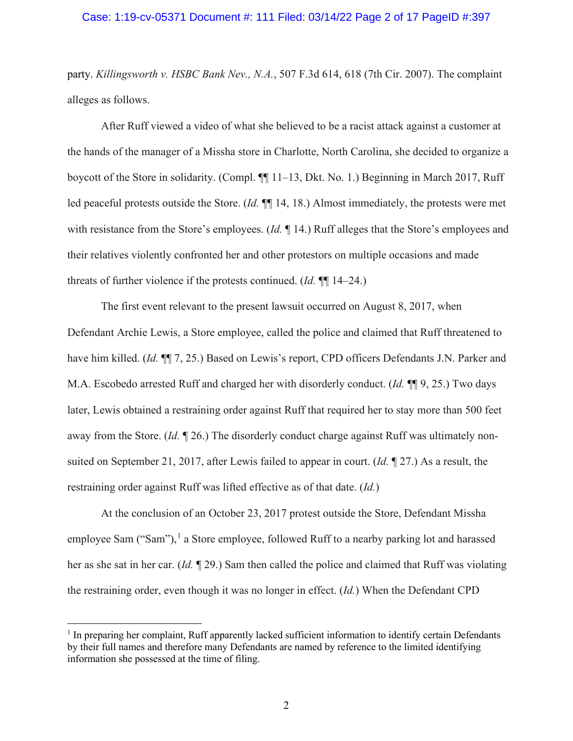party. *Killingsworth v. HSBC Bank Nev., N.A.*, 507 F.3d 614, 618 (7th Cir. 2007). The complaint alleges as follows.

After Ruff viewed a video of what she believed to be a racist attack against a customer at the hands of the manager of a Missha store in Charlotte, North Carolina, she decided to organize a boycott of the Store in solidarity. (Compl. ¶¶ 11–13, Dkt. No. 1.) Beginning in March 2017, Ruff led peaceful protests outside the Store. (*Id.* ¶¶ 14, 18.) Almost immediately, the protests were met with resistance from the Store's employees. (*Id.* ¶ 14.) Ruff alleges that the Store's employees and their relatives violently confronted her and other protestors on multiple occasions and made threats of further violence if the protests continued. (*Id.* ¶¶ 14–24.)

The first event relevant to the present lawsuit occurred on August 8, 2017, when Defendant Archie Lewis, a Store employee, called the police and claimed that Ruff threatened to have him killed. (*Id.* ¶¶ 7, 25.) Based on Lewis's report, CPD officers Defendants J.N. Parker and M.A. Escobedo arrested Ruff and charged her with disorderly conduct. (*Id.* ¶¶ 9, 25.) Two days later, Lewis obtained a restraining order against Ruff that required her to stay more than 500 feet away from the Store. (*Id.* ¶ 26.) The disorderly conduct charge against Ruff was ultimately non-suited on September 21, 2017, after Lewis failed to appear in court. (*Id.* ¶ 27.) As a result, the restraining order against Ruff was lifted effective as of that date. (*Id.*)

At the conclusion of an October 23, 2017 protest outside the Store, Defendant Missha employee Sam ("Sam"),[1] a Store employee, followed Ruff to a nearby parking lot and harassed her as she sat in her car. (*Id.* ¶ 29.) Sam then called the police and claimed that Ruff was violating the restraining order, even though it was no longer in effect. (*Id.*) When the Defendant CPD

[1] In preparing her complaint, Ruff apparently lacked sufficient information to identify certain Defendants by their full names and therefore many Defendants are named by reference to the limited identifying information she possessed at the time of filing.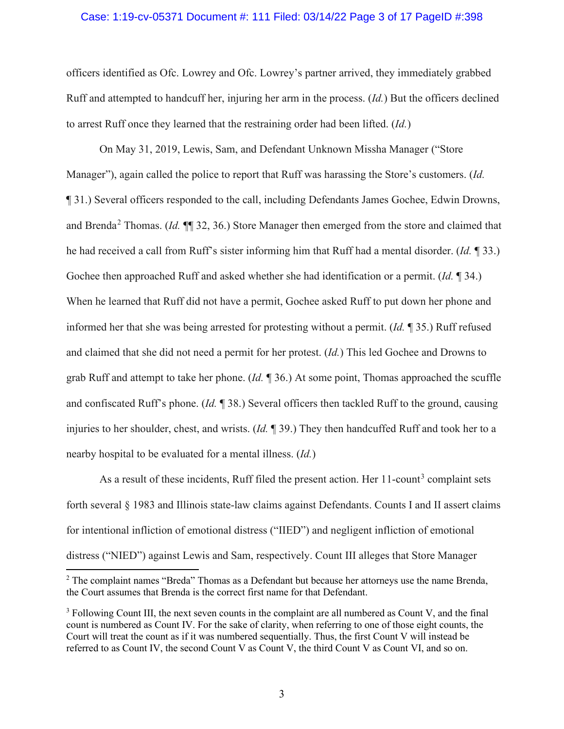officers identified as Ofc. Lowrey and Ofc. Lowrey's partner arrived, they immediately grabbed Ruff and attempted to handcuff her, injuring her arm in the process. (*Id.*) But the officers declined to arrest Ruff once they learned that the restraining order had been lifted. (*Id.*)

On May 31, 2019, Lewis, Sam, and Defendant Unknown Missha Manager ("Store Manager"), again called the police to report that Ruff was harassing the Store's customers. (*Id.* ¶ 31.) Several officers responded to the call, including Defendants James Gochee, Edwin Drowns, and Brenda[2] Thomas. (*Id.* ¶¶ 32, 36.) Store Manager then emerged from the store and claimed that he had received a call from Ruff's sister informing him that Ruff had a mental disorder. (*Id.* ¶ 33.) Gochee then approached Ruff and asked whether she had identification or a permit. (*Id.* ¶ 34.) When he learned that Ruff did not have a permit, Gochee asked Ruff to put down her phone and informed her that she was being arrested for protesting without a permit. (*Id.* ¶ 35.) Ruff refused and claimed that she did not need a permit for her protest. (*Id.*) This led Gochee and Drowns to grab Ruff and attempt to take her phone. (*Id.* ¶ 36.) At some point, Thomas approached the scuffle and confiscated Ruff's phone. (*Id.* ¶ 38.) Several officers then tackled Ruff to the ground, causing injuries to her shoulder, chest, and wrists. (*Id.* ¶ 39.) They then handcuffed Ruff and took her to a nearby hospital to be evaluated for a mental illness. (*Id.*)

As a result of these incidents, Ruff filed the present action. Her 11-count[3] complaint sets forth several § 1983 and Illinois state-law claims against Defendants. Counts I and II assert claims for intentional infliction of emotional distress ("IIED") and negligent infliction of emotional distress ("NIED") against Lewis and Sam, respectively. Count III alleges that Store Manager

---

[2] The complaint names "Breda" Thomas as a Defendant but because her attorneys use the name Brenda, the Court assumes that Brenda is the correct first name for that Defendant.

[3] Following Count III, the next seven counts in the complaint are all numbered as Count V, and the final count is numbered as Count IV. For the sake of clarity, when referring to one of those eight counts, the Court will treat the count as if it was numbered sequentially. Thus, the first Count V will instead be referred to as Count IV, the second Count V as Count V, the third Count V as Count VI, and so on.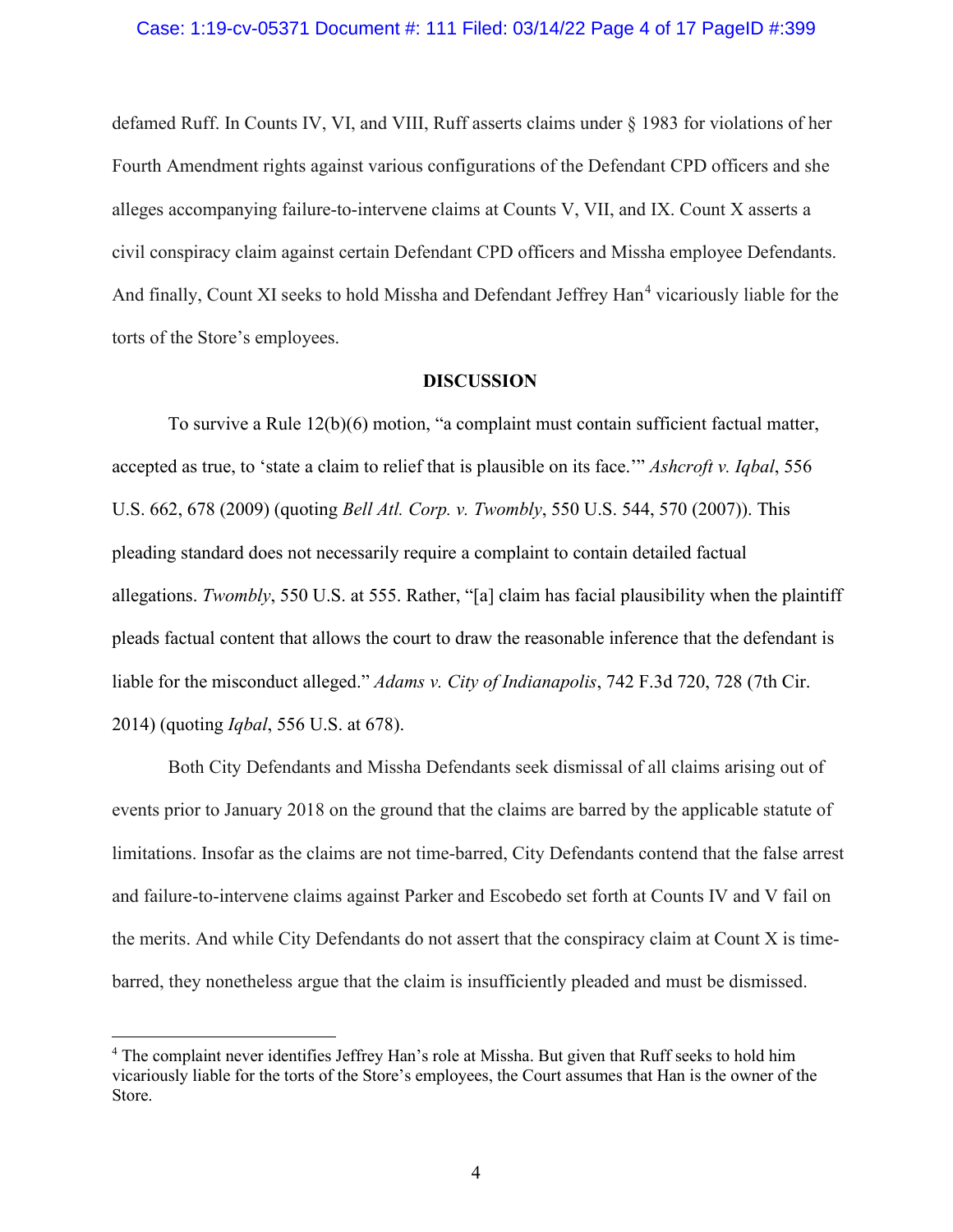defamed Ruff. In Counts IV, VI, and VIII, Ruff asserts claims under § 1983 for violations of her Fourth Amendment rights against various configurations of the Defendant CPD officers and she alleges accompanying failure-to-intervene claims at Counts V, VII, and IX. Count X asserts a civil conspiracy claim against certain Defendant CPD officers and Missha employee Defendants. And finally, Count XI seeks to hold Missha and Defendant Jeffrey Han[4] vicariously liable for the torts of the Store's employees.

## DISCUSSION

To survive a Rule 12(b)(6) motion, "a complaint must contain sufficient factual matter, accepted as true, to 'state a claim to relief that is plausible on its face.'" *Ashcroft v. Iqbal*, 556 U.S. 662, 678 (2009) (quoting *Bell Atl. Corp. v. Twombly*, 550 U.S. 544, 570 (2007)). This pleading standard does not necessarily require a complaint to contain detailed factual allegations. *Twombly*, 550 U.S. at 555. Rather, "[a] claim has facial plausibility when the plaintiff pleads factual content that allows the court to draw the reasonable inference that the defendant is liable for the misconduct alleged." *Adams v. City of Indianapolis*, 742 F.3d 720, 728 (7th Cir. 2014) (quoting *Iqbal*, 556 U.S. at 678).

Both City Defendants and Missha Defendants seek dismissal of all claims arising out of events prior to January 2018 on the ground that the claims are barred by the applicable statute of limitations. Insofar as the claims are not time-barred, City Defendants contend that the false arrest and failure-to-intervene claims against Parker and Escobedo set forth at Counts IV and V fail on the merits. And while City Defendants do not assert that the conspiracy claim at Count X is time-barred, they nonetheless argue that the claim is insufficiently pleaded and must be dismissed.

---

[4] The complaint never identifies Jeffrey Han's role at Missha. But given that Ruff seeks to hold him vicariously liable for the torts of the Store's employees, the Court assumes that Han is the owner of the Store.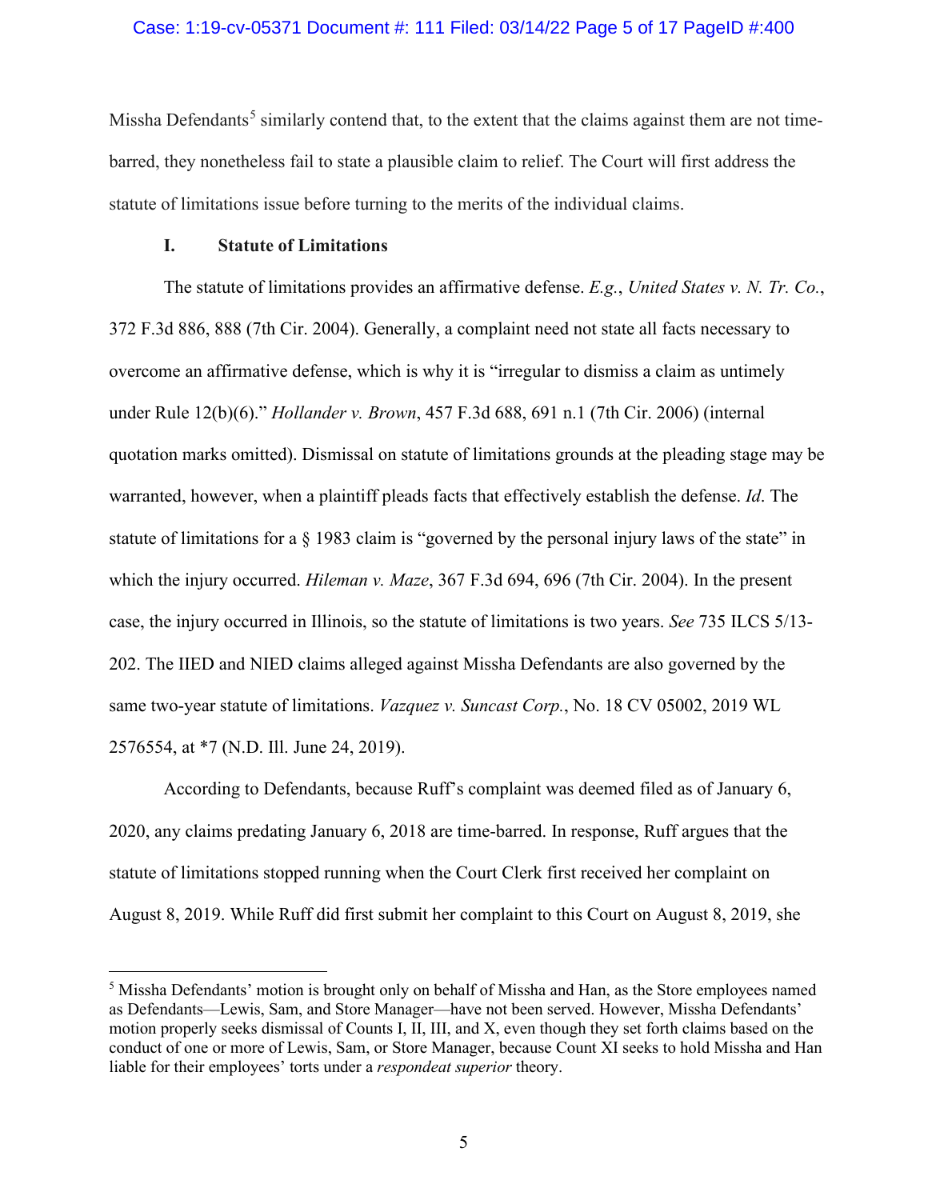Missha Defendants[5] similarly contend that, to the extent that the claims against them are not time-barred, they nonetheless fail to state a plausible claim to relief. The Court will first address the statute of limitations issue before turning to the merits of the individual claims.

## I. Statute of Limitations

The statute of limitations provides an affirmative defense. *E.g.*, *United States v. N. Tr. Co.*, 372 F.3d 886, 888 (7th Cir. 2004). Generally, a complaint need not state all facts necessary to overcome an affirmative defense, which is why it is "irregular to dismiss a claim as untimely under Rule 12(b)(6)." *Hollander v. Brown*, 457 F.3d 688, 691 n.1 (7th Cir. 2006) (internal quotation marks omitted). Dismissal on statute of limitations grounds at the pleading stage may be warranted, however, when a plaintiff pleads facts that effectively establish the defense. *Id*. The statute of limitations for a § 1983 claim is "governed by the personal injury laws of the state" in which the injury occurred. *Hileman v. Maze*, 367 F.3d 694, 696 (7th Cir. 2004). In the present case, the injury occurred in Illinois, so the statute of limitations is two years. *See* 735 ILCS 5/13-202. The IIED and NIED claims alleged against Missha Defendants are also governed by the same two-year statute of limitations. *Vazquez v. Suncast Corp.*, No. 18 CV 05002, 2019 WL 2576554, at *7 (N.D. Ill. June 24, 2019).

According to Defendants, because Ruff's complaint was deemed filed as of January 6, 2020, any claims predating January 6, 2018 are time-barred. In response, Ruff argues that the statute of limitations stopped running when the Court Clerk first received her complaint on August 8, 2019. While Ruff did first submit her complaint to this Court on August 8, 2019, she

---

[5] Missha Defendants' motion is brought only on behalf of Missha and Han, as the Store employees named as Defendants—Lewis, Sam, and Store Manager—have not been served. However, Missha Defendants' motion properly seeks dismissal of Counts I, II, III, and X, even though they set forth claims based on the conduct of one or more of Lewis, Sam, or Store Manager, because Count XI seeks to hold Missha and Han liable for their employees' torts under a *respondeat superior* theory.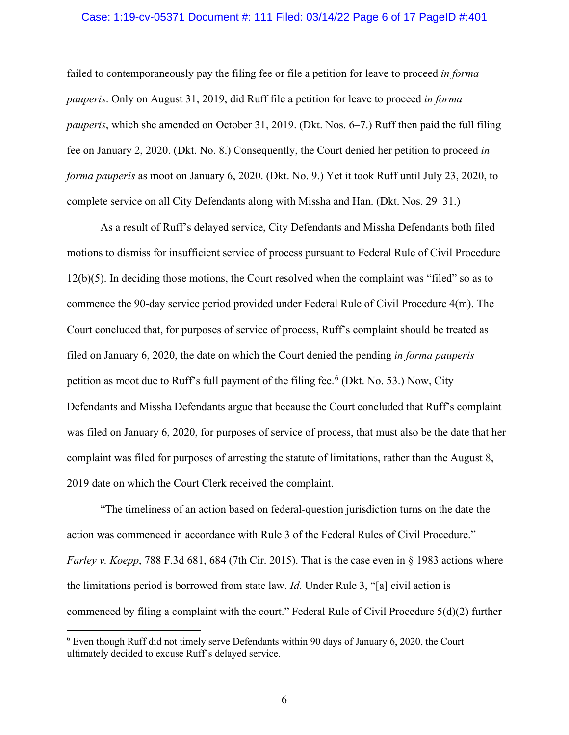failed to contemporaneously pay the filing fee or file a petition for leave to proceed *in forma pauperis*. Only on August 31, 2019, did Ruff file a petition for leave to proceed *in forma pauperis*, which she amended on October 31, 2019. (Dkt. Nos. 6–7.) Ruff then paid the full filing fee on January 2, 2020. (Dkt. No. 8.) Consequently, the Court denied her petition to proceed *in forma pauperis* as moot on January 6, 2020. (Dkt. No. 9.) Yet it took Ruff until July 23, 2020, to complete service on all City Defendants along with Missha and Han. (Dkt. Nos. 29–31.)

As a result of Ruff's delayed service, City Defendants and Missha Defendants both filed motions to dismiss for insufficient service of process pursuant to Federal Rule of Civil Procedure 12(b)(5). In deciding those motions, the Court resolved when the complaint was "filed" so as to commence the 90-day service period provided under Federal Rule of Civil Procedure 4(m). The Court concluded that, for purposes of service of process, Ruff's complaint should be treated as filed on January 6, 2020, the date on which the Court denied the pending *in forma pauperis* petition as moot due to Ruff's full payment of the filing fee.[6] (Dkt. No. 53.) Now, City Defendants and Missha Defendants argue that because the Court concluded that Ruff's complaint was filed on January 6, 2020, for purposes of service of process, that must also be the date that her complaint was filed for purposes of arresting the statute of limitations, rather than the August 8, 2019 date on which the Court Clerk received the complaint.

"The timeliness of an action based on federal-question jurisdiction turns on the date the action was commenced in accordance with Rule 3 of the Federal Rules of Civil Procedure." *Farley v. Koepp*, 788 F.3d 681, 684 (7th Cir. 2015). That is the case even in § 1983 actions where the limitations period is borrowed from state law. *Id.* Under Rule 3, "[a] civil action is commenced by filing a complaint with the court." Federal Rule of Civil Procedure 5(d)(2) further

[6] Even though Ruff did not timely serve Defendants within 90 days of January 6, 2020, the Court ultimately decided to excuse Ruff's delayed service.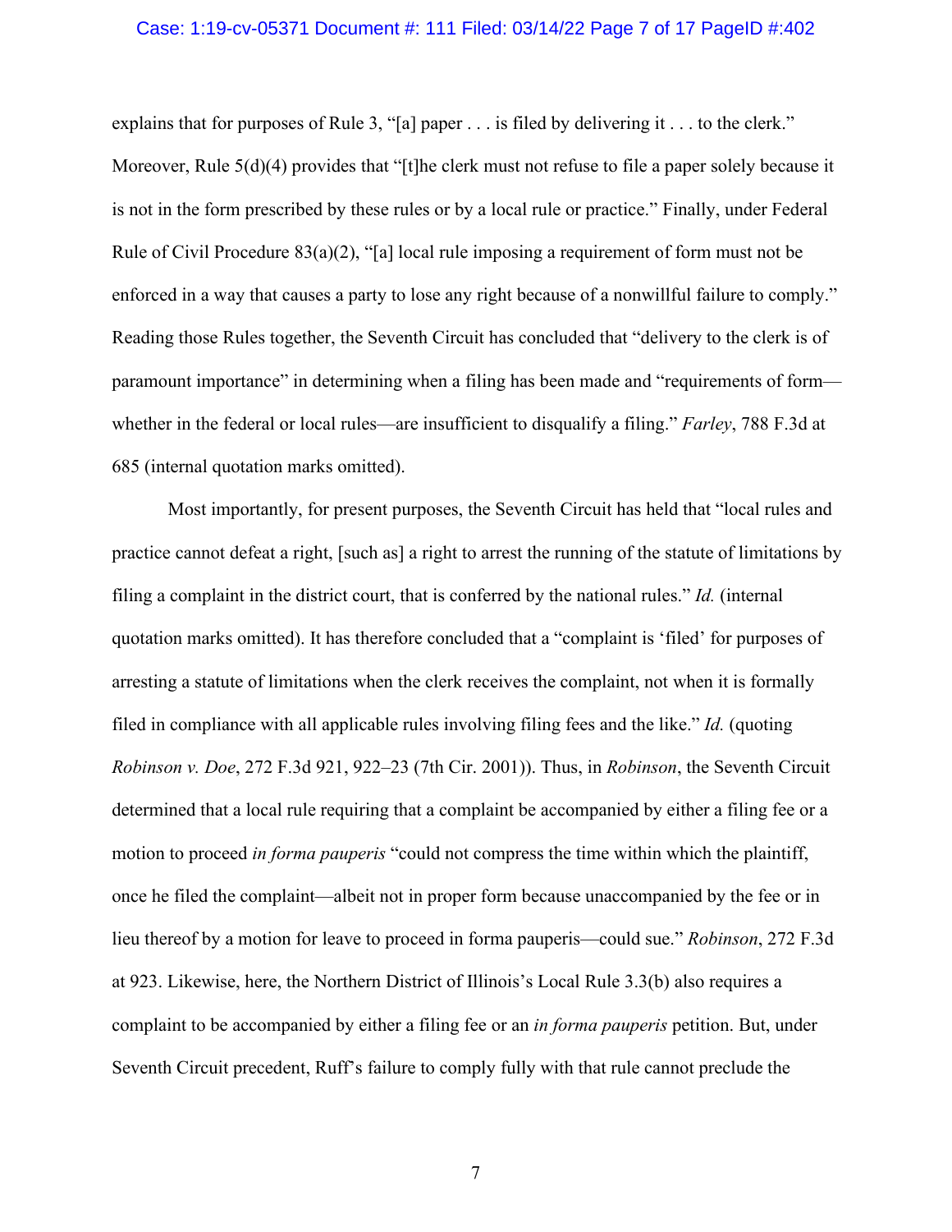explains that for purposes of Rule 3, "[a] paper . . . is filed by delivering it . . . to the clerk." Moreover, Rule 5(d)(4) provides that "[t]he clerk must not refuse to file a paper solely because it is not in the form prescribed by these rules or by a local rule or practice." Finally, under Federal Rule of Civil Procedure 83(a)(2), "[a] local rule imposing a requirement of form must not be enforced in a way that causes a party to lose any right because of a nonwillful failure to comply." Reading those Rules together, the Seventh Circuit has concluded that "delivery to the clerk is of paramount importance" in determining when a filing has been made and "requirements of form—whether in the federal or local rules—are insufficient to disqualify a filing." *Farley*, 788 F.3d at 685 (internal quotation marks omitted).

Most importantly, for present purposes, the Seventh Circuit has held that "local rules and practice cannot defeat a right, [such as] a right to arrest the running of the statute of limitations by filing a complaint in the district court, that is conferred by the national rules." *Id.* (internal quotation marks omitted). It has therefore concluded that a "complaint is 'filed' for purposes of arresting a statute of limitations when the clerk receives the complaint, not when it is formally filed in compliance with all applicable rules involving filing fees and the like." *Id.* (quoting *Robinson v. Doe*, 272 F.3d 921, 922–23 (7th Cir. 2001)). Thus, in *Robinson*, the Seventh Circuit determined that a local rule requiring that a complaint be accompanied by either a filing fee or a motion to proceed *in forma pauperis* "could not compress the time within which the plaintiff, once he filed the complaint—albeit not in proper form because unaccompanied by the fee or in lieu thereof by a motion for leave to proceed in forma pauperis—could sue." *Robinson*, 272 F.3d at 923. Likewise, here, the Northern District of Illinois's Local Rule 3.3(b) also requires a complaint to be accompanied by either a filing fee or an *in forma pauperis* petition. But, under Seventh Circuit precedent, Ruff's failure to comply fully with that rule cannot preclude the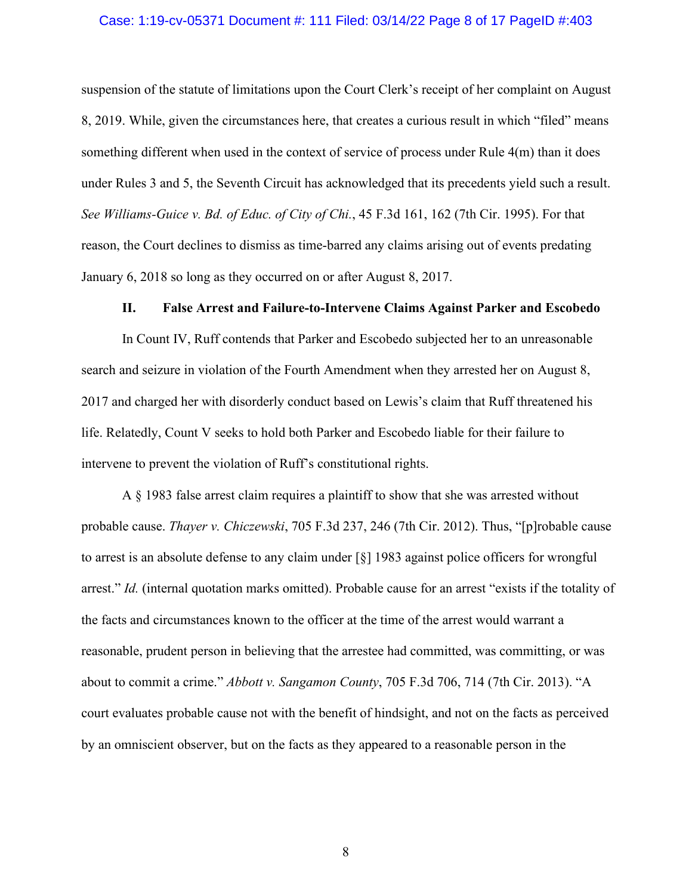suspension of the statute of limitations upon the Court Clerk's receipt of her complaint on August 8, 2019. While, given the circumstances here, that creates a curious result in which "filed" means something different when used in the context of service of process under Rule 4(m) than it does under Rules 3 and 5, the Seventh Circuit has acknowledged that its precedents yield such a result. *See Williams-Guice v. Bd. of Educ. of City of Chi.*, 45 F.3d 161, 162 (7th Cir. 1995). For that reason, the Court declines to dismiss as time-barred any claims arising out of events predating January 6, 2018 so long as they occurred on or after August 8, 2017.

## II. False Arrest and Failure-to-Intervene Claims Against Parker and Escobedo

In Count IV, Ruff contends that Parker and Escobedo subjected her to an unreasonable search and seizure in violation of the Fourth Amendment when they arrested her on August 8, 2017 and charged her with disorderly conduct based on Lewis's claim that Ruff threatened his life. Relatedly, Count V seeks to hold both Parker and Escobedo liable for their failure to intervene to prevent the violation of Ruff's constitutional rights.

A § 1983 false arrest claim requires a plaintiff to show that she was arrested without probable cause. *Thayer v. Chiczewski*, 705 F.3d 237, 246 (7th Cir. 2012). Thus, "[p]robable cause to arrest is an absolute defense to any claim under [§] 1983 against police officers for wrongful arrest." *Id.* (internal quotation marks omitted). Probable cause for an arrest "exists if the totality of the facts and circumstances known to the officer at the time of the arrest would warrant a reasonable, prudent person in believing that the arrestee had committed, was committing, or was about to commit a crime." *Abbott v. Sangamon County*, 705 F.3d 706, 714 (7th Cir. 2013). "A court evaluates probable cause not with the benefit of hindsight, and not on the facts as perceived by an omniscient observer, but on the facts as they appeared to a reasonable person in the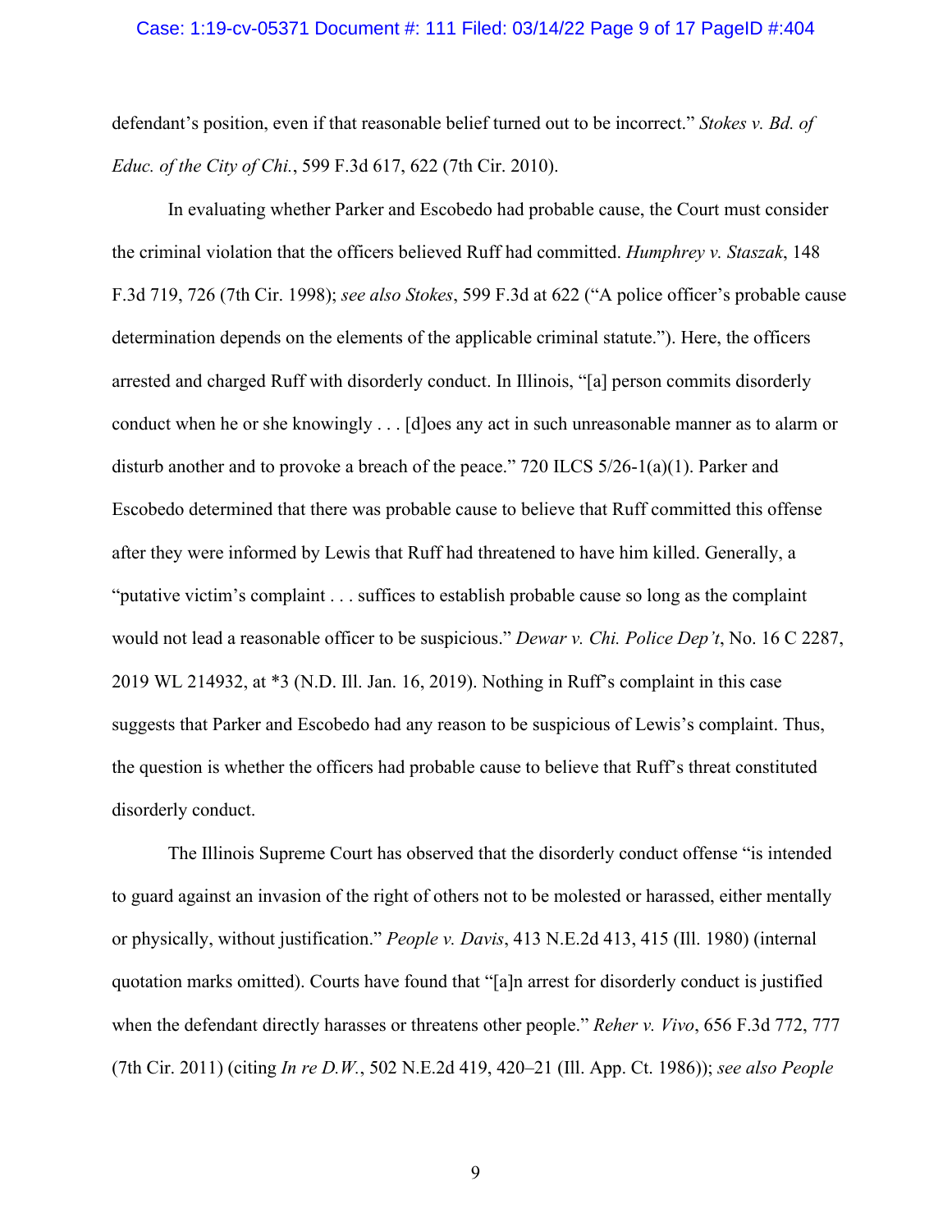defendant's position, even if that reasonable belief turned out to be incorrect." *Stokes v. Bd. of Educ. of the City of Chi.*, 599 F.3d 617, 622 (7th Cir. 2010).

In evaluating whether Parker and Escobedo had probable cause, the Court must consider the criminal violation that the officers believed Ruff had committed. *Humphrey v. Staszak*, 148 F.3d 719, 726 (7th Cir. 1998); *see also Stokes*, 599 F.3d at 622 ("A police officer's probable cause determination depends on the elements of the applicable criminal statute."). Here, the officers arrested and charged Ruff with disorderly conduct. In Illinois, "[a] person commits disorderly conduct when he or she knowingly . . . [d]oes any act in such unreasonable manner as to alarm or disturb another and to provoke a breach of the peace." 720 ILCS 5/26-1(a)(1). Parker and Escobedo determined that there was probable cause to believe that Ruff committed this offense after they were informed by Lewis that Ruff had threatened to have him killed. Generally, a "putative victim's complaint . . . suffices to establish probable cause so long as the complaint would not lead a reasonable officer to be suspicious." *Dewar v. Chi. Police Dep't*, No. 16 C 2287, 2019 WL 214932, at *3 (N.D. Ill. Jan. 16, 2019). Nothing in Ruff's complaint in this case suggests that Parker and Escobedo had any reason to be suspicious of Lewis's complaint. Thus, the question is whether the officers had probable cause to believe that Ruff's threat constituted disorderly conduct.

The Illinois Supreme Court has observed that the disorderly conduct offense "is intended to guard against an invasion of the right of others not to be molested or harassed, either mentally or physically, without justification." *People v. Davis*, 413 N.E.2d 413, 415 (Ill. 1980) (internal quotation marks omitted). Courts have found that "[a]n arrest for disorderly conduct is justified when the defendant directly harasses or threatens other people." *Reher v. Vivo*, 656 F.3d 772, 777 (7th Cir. 2011) (citing *In re D.W.*, 502 N.E.2d 419, 420–21 (Ill. App. Ct. 1986)); *see also People*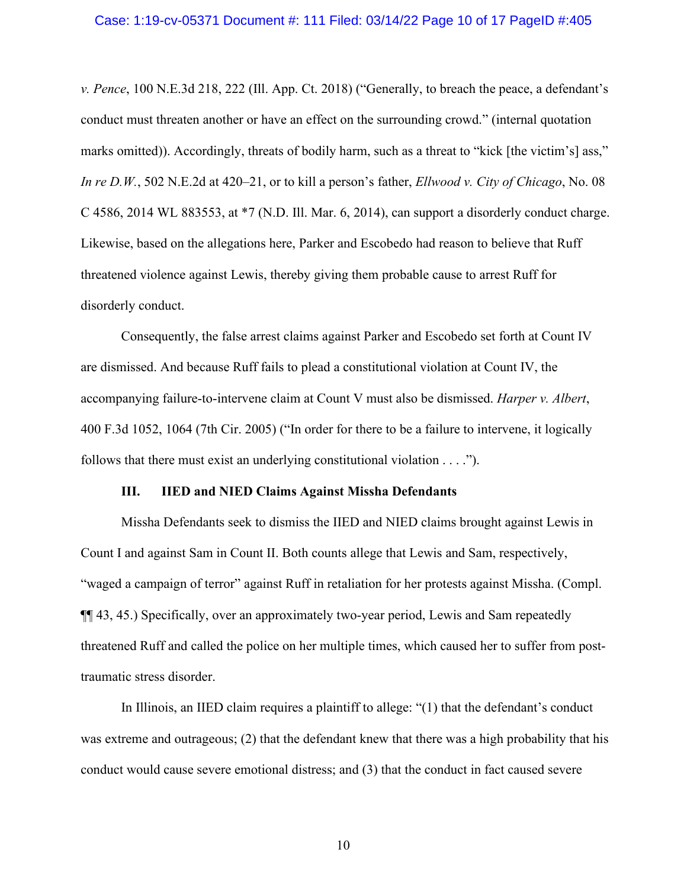*v. Pence*, 100 N.E.3d 218, 222 (Ill. App. Ct. 2018) ("Generally, to breach the peace, a defendant's conduct must threaten another or have an effect on the surrounding crowd." (internal quotation marks omitted)). Accordingly, threats of bodily harm, such as a threat to "kick [the victim's] ass," *In re D.W.*, 502 N.E.2d at 420–21, or to kill a person's father, *Ellwood v. City of Chicago*, No. 08 C 4586, 2014 WL 883553, at *7 (N.D. Ill. Mar. 6, 2014), can support a disorderly conduct charge. Likewise, based on the allegations here, Parker and Escobedo had reason to believe that Ruff threatened violence against Lewis, thereby giving them probable cause to arrest Ruff for disorderly conduct.

Consequently, the false arrest claims against Parker and Escobedo set forth at Count IV are dismissed. And because Ruff fails to plead a constitutional violation at Count IV, the accompanying failure-to-intervene claim at Count V must also be dismissed. *Harper v. Albert*, 400 F.3d 1052, 1064 (7th Cir. 2005) ("In order for there to be a failure to intervene, it logically follows that there must exist an underlying constitutional violation . . . .").

### III. IIED and NIED Claims Against Missha Defendants

Missha Defendants seek to dismiss the IIED and NIED claims brought against Lewis in Count I and against Sam in Count II. Both counts allege that Lewis and Sam, respectively, "waged a campaign of terror" against Ruff in retaliation for her protests against Missha. (Compl. ¶¶ 43, 45.) Specifically, over an approximately two-year period, Lewis and Sam repeatedly threatened Ruff and called the police on her multiple times, which caused her to suffer from post-traumatic stress disorder.

In Illinois, an IIED claim requires a plaintiff to allege: "(1) that the defendant's conduct was extreme and outrageous; (2) that the defendant knew that there was a high probability that his conduct would cause severe emotional distress; and (3) that the conduct in fact caused severe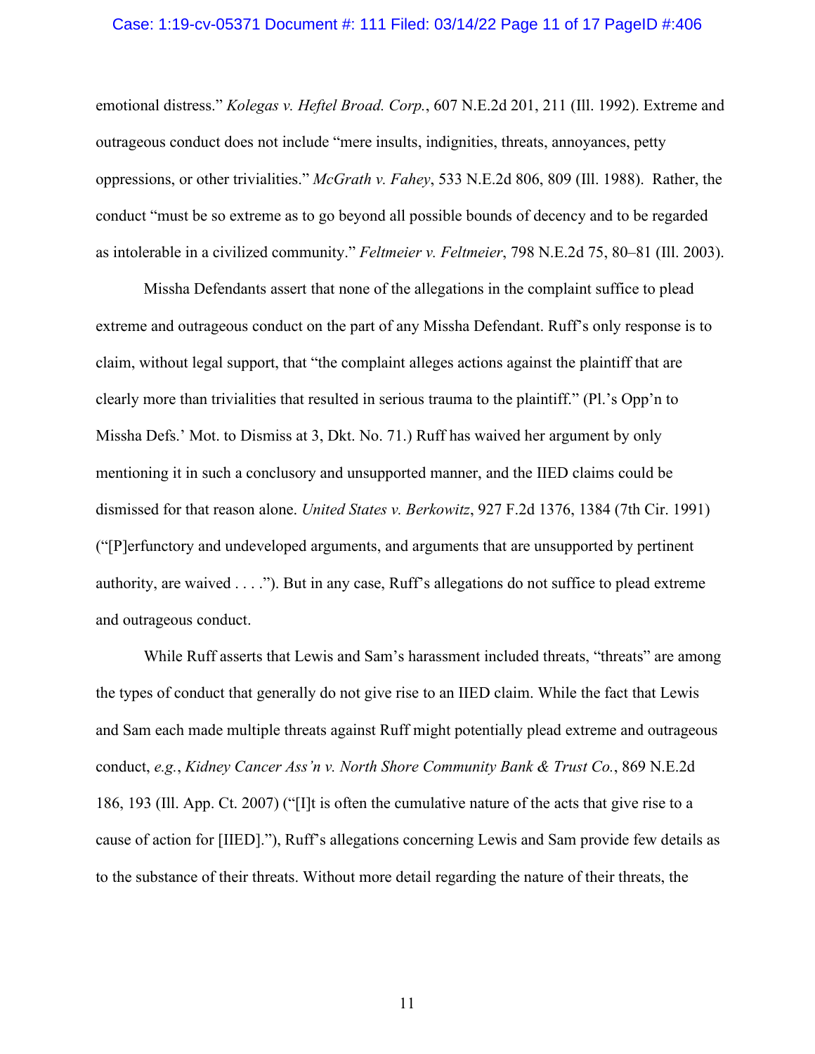emotional distress." *Kolegas v. Heftel Broad. Corp.*, 607 N.E.2d 201, 211 (Ill. 1992). Extreme and outrageous conduct does not include "mere insults, indignities, threats, annoyances, petty oppressions, or other trivialities." *McGrath v. Fahey*, 533 N.E.2d 806, 809 (Ill. 1988). Rather, the conduct "must be so extreme as to go beyond all possible bounds of decency and to be regarded as intolerable in a civilized community." *Feltmeier v. Feltmeier*, 798 N.E.2d 75, 80–81 (Ill. 2003).

Missha Defendants assert that none of the allegations in the complaint suffice to plead extreme and outrageous conduct on the part of any Missha Defendant. Ruff's only response is to claim, without legal support, that "the complaint alleges actions against the plaintiff that are clearly more than trivialities that resulted in serious trauma to the plaintiff." (Pl.'s Opp'n to Missha Defs.' Mot. to Dismiss at 3, Dkt. No. 71.) Ruff has waived her argument by only mentioning it in such a conclusory and unsupported manner, and the IIED claims could be dismissed for that reason alone. *United States v. Berkowitz*, 927 F.2d 1376, 1384 (7th Cir. 1991) ("[P]erfunctory and undeveloped arguments, and arguments that are unsupported by pertinent authority, are waived . . . ."). But in any case, Ruff's allegations do not suffice to plead extreme and outrageous conduct.

While Ruff asserts that Lewis and Sam's harassment included threats, "threats" are among the types of conduct that generally do not give rise to an IIED claim. While the fact that Lewis and Sam each made multiple threats against Ruff might potentially plead extreme and outrageous conduct, *e.g.*, *Kidney Cancer Ass'n v. North Shore Community Bank & Trust Co.*, 869 N.E.2d 186, 193 (Ill. App. Ct. 2007) ("[I]t is often the cumulative nature of the acts that give rise to a cause of action for [IIED]."), Ruff's allegations concerning Lewis and Sam provide few details as to the substance of their threats. Without more detail regarding the nature of their threats, the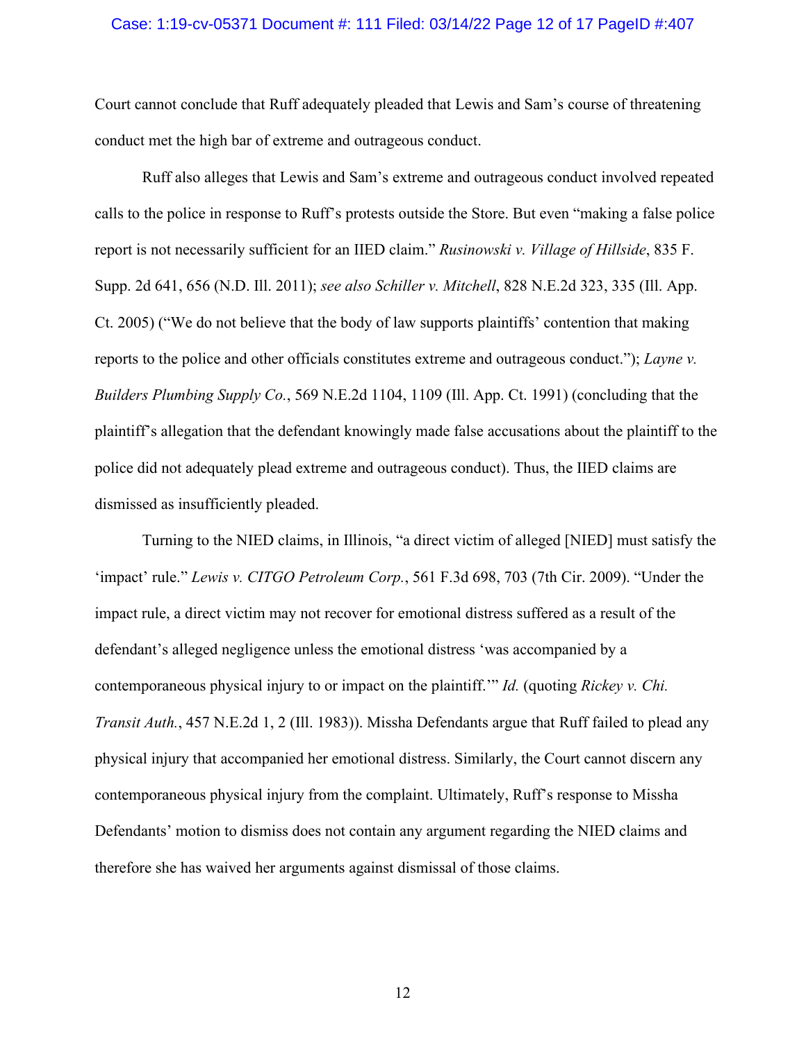Court cannot conclude that Ruff adequately pleaded that Lewis and Sam's course of threatening conduct met the high bar of extreme and outrageous conduct.

Ruff also alleges that Lewis and Sam's extreme and outrageous conduct involved repeated calls to the police in response to Ruff's protests outside the Store. But even "making a false police report is not necessarily sufficient for an IIED claim." *Rusinowski v. Village of Hillside*, 835 F. Supp. 2d 641, 656 (N.D. Ill. 2011); *see also Schiller v. Mitchell*, 828 N.E.2d 323, 335 (Ill. App. Ct. 2005) ("We do not believe that the body of law supports plaintiffs' contention that making reports to the police and other officials constitutes extreme and outrageous conduct."); *Layne v. Builders Plumbing Supply Co.*, 569 N.E.2d 1104, 1109 (Ill. App. Ct. 1991) (concluding that the plaintiff's allegation that the defendant knowingly made false accusations about the plaintiff to the police did not adequately plead extreme and outrageous conduct). Thus, the IIED claims are dismissed as insufficiently pleaded.

Turning to the NIED claims, in Illinois, "a direct victim of alleged [NIED] must satisfy the 'impact' rule." *Lewis v. CITGO Petroleum Corp.*, 561 F.3d 698, 703 (7th Cir. 2009). "Under the impact rule, a direct victim may not recover for emotional distress suffered as a result of the defendant's alleged negligence unless the emotional distress 'was accompanied by a contemporaneous physical injury to or impact on the plaintiff.'" *Id.* (quoting *Rickey v. Chi. Transit Auth.*, 457 N.E.2d 1, 2 (Ill. 1983)). Missha Defendants argue that Ruff failed to plead any physical injury that accompanied her emotional distress. Similarly, the Court cannot discern any contemporaneous physical injury from the complaint. Ultimately, Ruff's response to Missha Defendants' motion to dismiss does not contain any argument regarding the NIED claims and therefore she has waived her arguments against dismissal of those claims.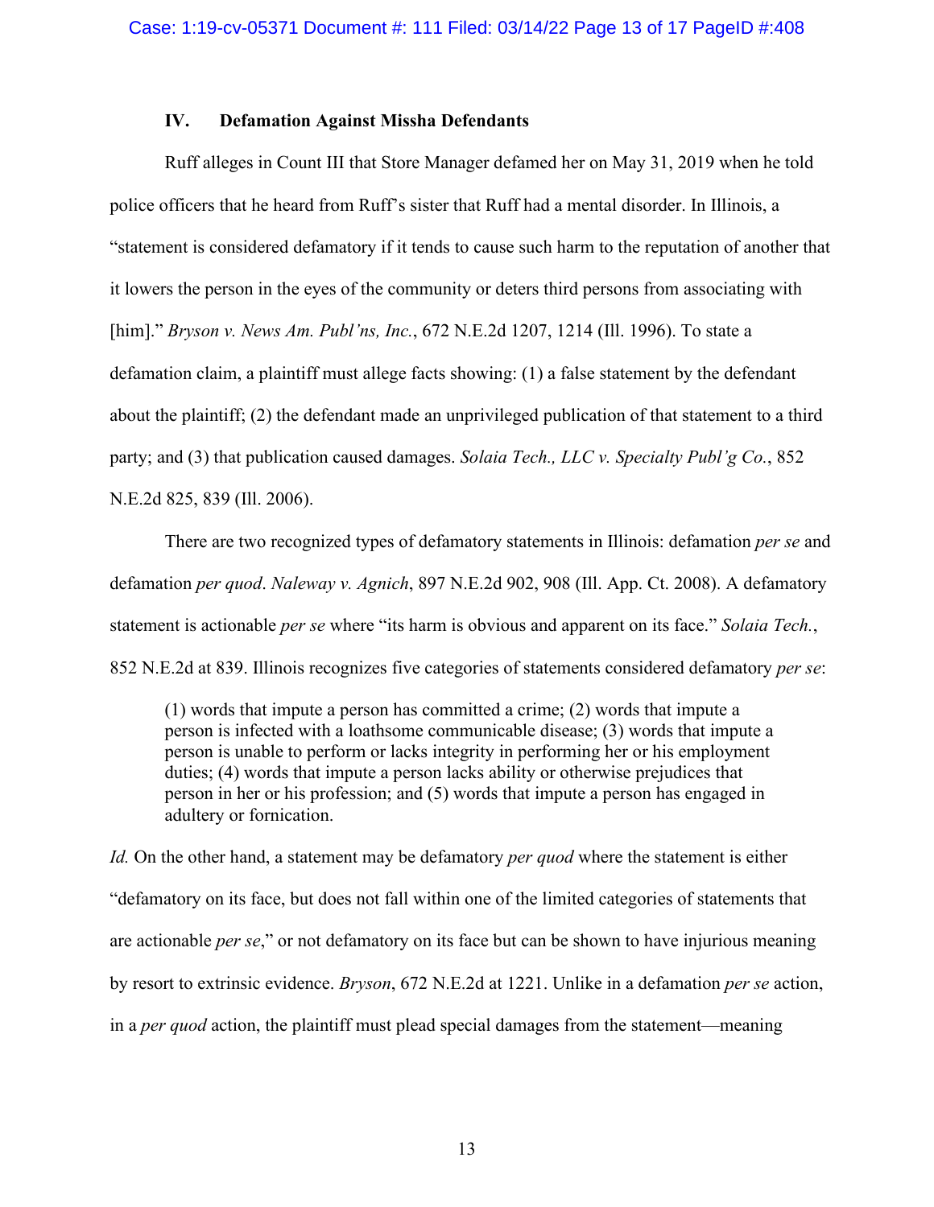## IV. Defamation Against Missha Defendants

Ruff alleges in Count III that Store Manager defamed her on May 31, 2019 when he told police officers that he heard from Ruff's sister that Ruff had a mental disorder. In Illinois, a "statement is considered defamatory if it tends to cause such harm to the reputation of another that it lowers the person in the eyes of the community or deters third persons from associating with [him]." *Bryson v. News Am. Publ'ns, Inc.*, 672 N.E.2d 1207, 1214 (Ill. 1996). To state a defamation claim, a plaintiff must allege facts showing: (1) a false statement by the defendant about the plaintiff; (2) the defendant made an unprivileged publication of that statement to a third party; and (3) that publication caused damages. *Solaia Tech., LLC v. Specialty Publ'g Co.*, 852 N.E.2d 825, 839 (Ill. 2006).

There are two recognized types of defamatory statements in Illinois: defamation *per se* and defamation *per quod*. *Naleway v. Agnich*, 897 N.E.2d 902, 908 (Ill. App. Ct. 2008). A defamatory statement is actionable *per se* where "its harm is obvious and apparent on its face." *Solaia Tech.*, 852 N.E.2d at 839. Illinois recognizes five categories of statements considered defamatory *per se*:

> (1) words that impute a person has committed a crime; (2) words that impute a person is infected with a loathsome communicable disease; (3) words that impute a person is unable to perform or lacks integrity in performing her or his employment duties; (4) words that impute a person lacks ability or otherwise prejudices that person in her or his profession; and (5) words that impute a person has engaged in adultery or fornication.

*Id.* On the other hand, a statement may be defamatory *per quod* where the statement is either "defamatory on its face, but does not fall within one of the limited categories of statements that are actionable *per se*," or not defamatory on its face but can be shown to have injurious meaning by resort to extrinsic evidence. *Bryson*, 672 N.E.2d at 1221. Unlike in a defamation *per se* action, in a *per quod* action, the plaintiff must plead special damages from the statement—meaning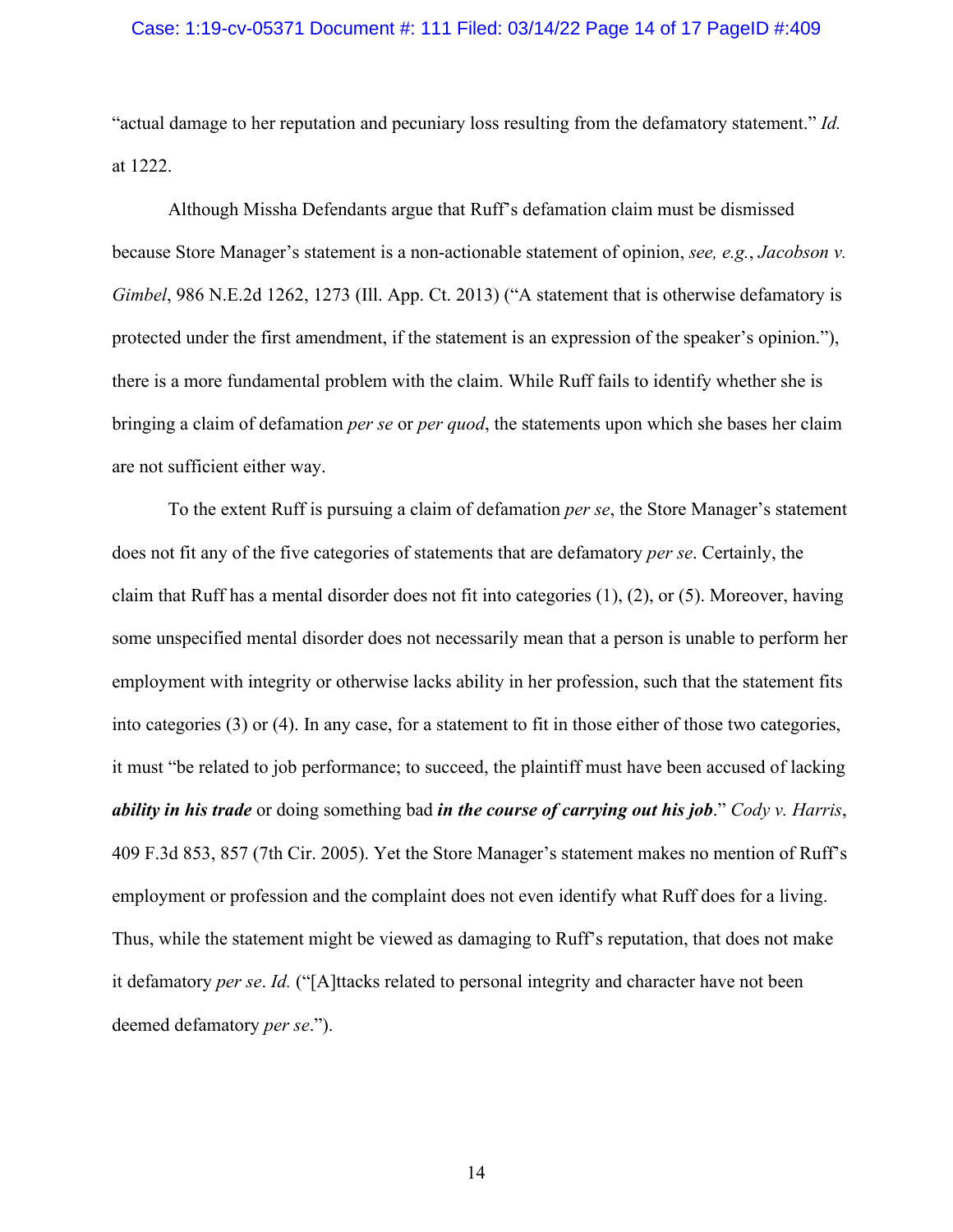"actual damage to her reputation and pecuniary loss resulting from the defamatory statement." *Id.* at 1222.

Although Missha Defendants argue that Ruff's defamation claim must be dismissed because Store Manager's statement is a non-actionable statement of opinion, *see, e.g.*, *Jacobson v. Gimbel*, 986 N.E.2d 1262, 1273 (Ill. App. Ct. 2013) ("A statement that is otherwise defamatory is protected under the first amendment, if the statement is an expression of the speaker's opinion."), there is a more fundamental problem with the claim. While Ruff fails to identify whether she is bringing a claim of defamation *per se* or *per quod*, the statements upon which she bases her claim are not sufficient either way.

To the extent Ruff is pursuing a claim of defamation *per se*, the Store Manager's statement does not fit any of the five categories of statements that are defamatory *per se*. Certainly, the claim that Ruff has a mental disorder does not fit into categories (1), (2), or (5). Moreover, having some unspecified mental disorder does not necessarily mean that a person is unable to perform her employment with integrity or otherwise lacks ability in her profession, such that the statement fits into categories (3) or (4). In any case, for a statement to fit in those either of those two categories, it must "be related to job performance; to succeed, the plaintiff must have been accused of lacking ***ability in his trade*** or doing something bad ***in the course of carrying out his job***." *Cody v. Harris*, 409 F.3d 853, 857 (7th Cir. 2005). Yet the Store Manager's statement makes no mention of Ruff's employment or profession and the complaint does not even identify what Ruff does for a living. Thus, while the statement might be viewed as damaging to Ruff's reputation, that does not make it defamatory *per se*. *Id.* ("[A]ttacks related to personal integrity and character have not been deemed defamatory *per se*.").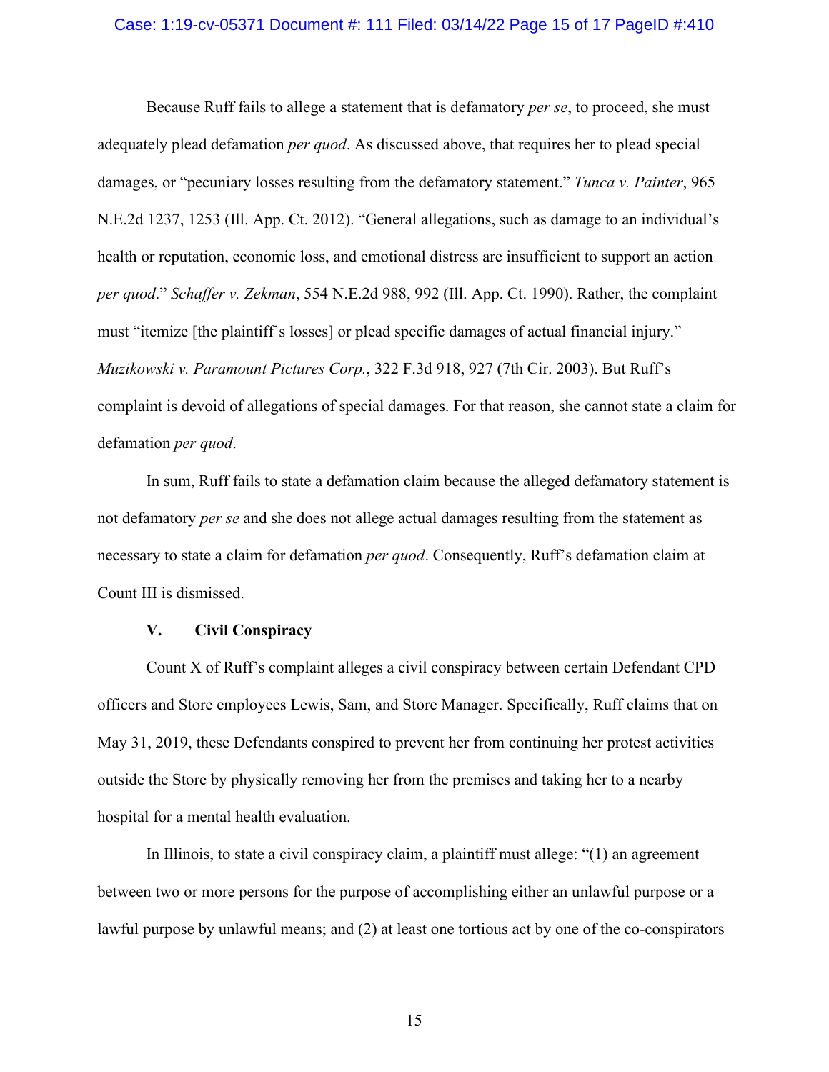Because Ruff fails to allege a statement that is defamatory *per se*, to proceed, she must adequately plead defamation *per quod*. As discussed above, that requires her to plead special damages, or "pecuniary losses resulting from the defamatory statement." *Tunca v. Painter*, 965 N.E.2d 1237, 1253 (Ill. App. Ct. 2012). "General allegations, such as damage to an individual's health or reputation, economic loss, and emotional distress are insufficient to support an action *per quod*." *Schaffer v. Zekman*, 554 N.E.2d 988, 992 (Ill. App. Ct. 1990). Rather, the complaint must "itemize [the plaintiff's losses] or plead specific damages of actual financial injury." *Muzikowski v. Paramount Pictures Corp.*, 322 F.3d 918, 927 (7th Cir. 2003). But Ruff's complaint is devoid of allegations of special damages. For that reason, she cannot state a claim for defamation *per quod*.

In sum, Ruff fails to state a defamation claim because the alleged defamatory statement is not defamatory *per se* and she does not allege actual damages resulting from the statement as necessary to state a claim for defamation *per quod*. Consequently, Ruff's defamation claim at Count III is dismissed.

## V. Civil Conspiracy

Count X of Ruff's complaint alleges a civil conspiracy between certain Defendant CPD officers and Store employees Lewis, Sam, and Store Manager. Specifically, Ruff claims that on May 31, 2019, these Defendants conspired to prevent her from continuing her protest activities outside the Store by physically removing her from the premises and taking her to a nearby hospital for a mental health evaluation.

In Illinois, to state a civil conspiracy claim, a plaintiff must allege: "(1) an agreement between two or more persons for the purpose of accomplishing either an unlawful purpose or a lawful purpose by unlawful means; and (2) at least one tortious act by one of the co-conspirators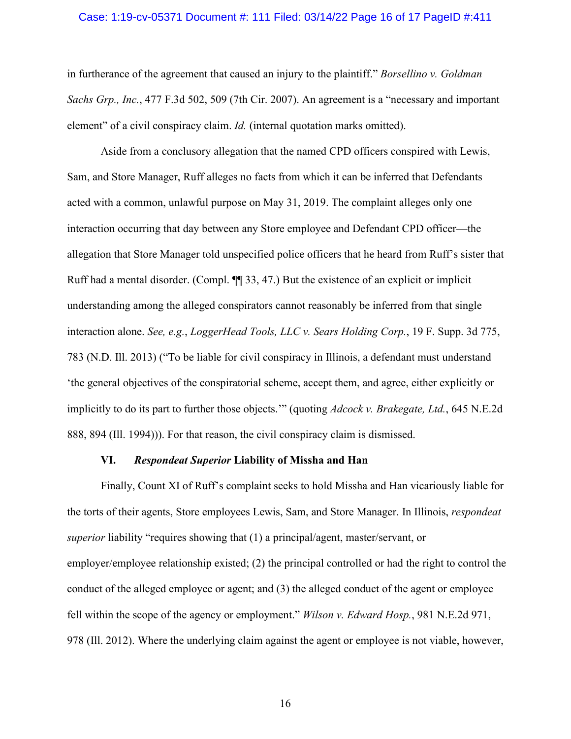in furtherance of the agreement that caused an injury to the plaintiff." *Borsellino v. Goldman Sachs Grp., Inc.*, 477 F.3d 502, 509 (7th Cir. 2007). An agreement is a "necessary and important element" of a civil conspiracy claim. *Id.* (internal quotation marks omitted).

Aside from a conclusory allegation that the named CPD officers conspired with Lewis, Sam, and Store Manager, Ruff alleges no facts from which it can be inferred that Defendants acted with a common, unlawful purpose on May 31, 2019. The complaint alleges only one interaction occurring that day between any Store employee and Defendant CPD officer—the allegation that Store Manager told unspecified police officers that he heard from Ruff's sister that Ruff had a mental disorder. (Compl. ¶¶ 33, 47.) But the existence of an explicit or implicit understanding among the alleged conspirators cannot reasonably be inferred from that single interaction alone. *See, e.g.*, *LoggerHead Tools, LLC v. Sears Holding Corp.*, 19 F. Supp. 3d 775, 783 (N.D. Ill. 2013) ("To be liable for civil conspiracy in Illinois, a defendant must understand 'the general objectives of the conspiratorial scheme, accept them, and agree, either explicitly or implicitly to do its part to further those objects.'" (quoting *Adcock v. Brakegate, Ltd.*, 645 N.E.2d 888, 894 (Ill. 1994))). For that reason, the civil conspiracy claim is dismissed.

### VI. *Respondeat Superior* Liability of Missha and Han

Finally, Count XI of Ruff's complaint seeks to hold Missha and Han vicariously liable for the torts of their agents, Store employees Lewis, Sam, and Store Manager. In Illinois, *respondeat superior* liability "requires showing that (1) a principal/agent, master/servant, or employer/employee relationship existed; (2) the principal controlled or had the right to control the conduct of the alleged employee or agent; and (3) the alleged conduct of the agent or employee fell within the scope of the agency or employment." *Wilson v. Edward Hosp.*, 981 N.E.2d 971, 978 (Ill. 2012). Where the underlying claim against the agent or employee is not viable, however,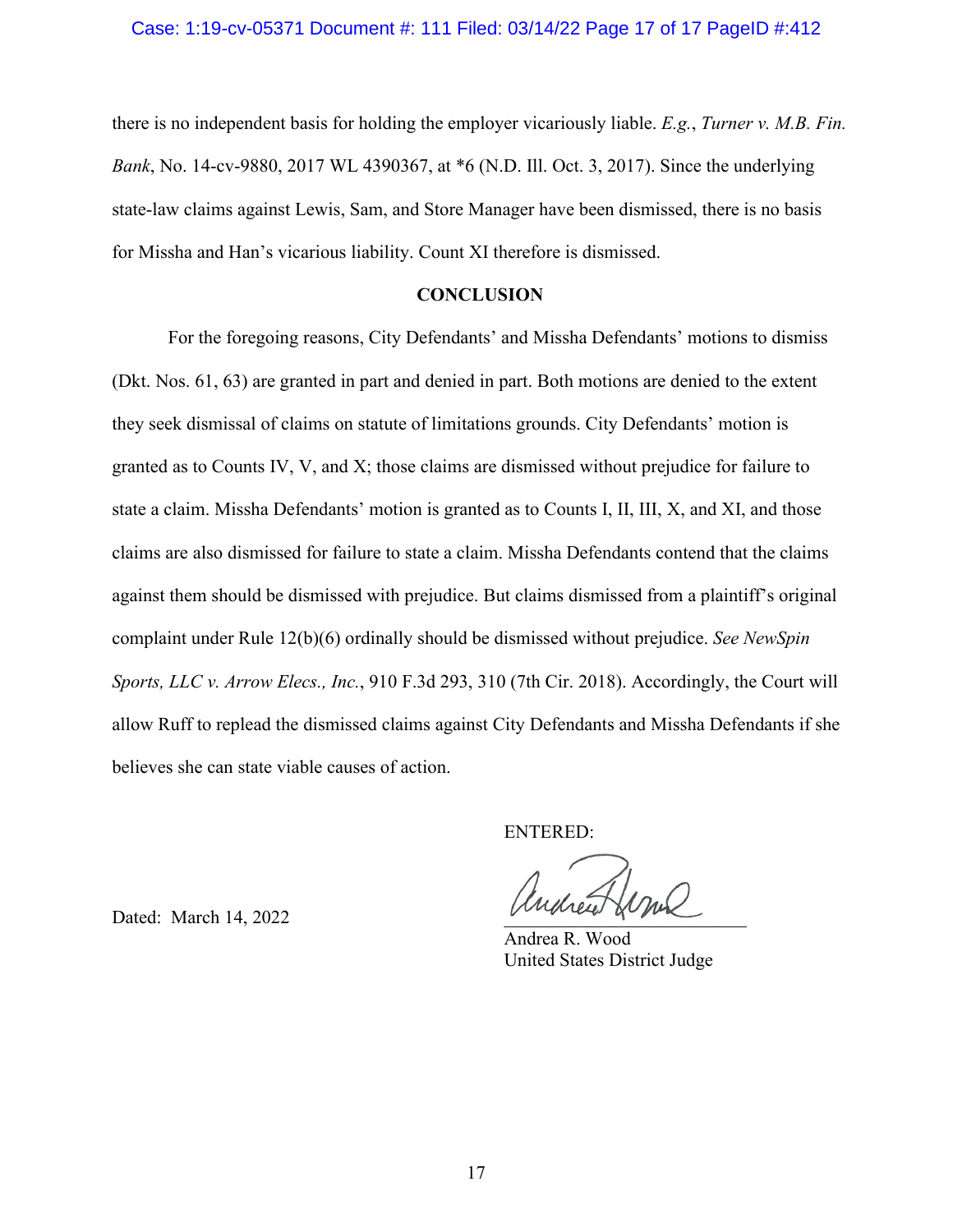there is no independent basis for holding the employer vicariously liable. *E.g.*, *Turner v. M.B. Fin. Bank*, No. 14-cv-9880, 2017 WL 4390367, at *6 (N.D. Ill. Oct. 3, 2017). Since the underlying state-law claims against Lewis, Sam, and Store Manager have been dismissed, there is no basis for Missha and Han's vicarious liability. Count XI therefore is dismissed.

**CONCLUSION**

For the foregoing reasons, City Defendants' and Missha Defendants' motions to dismiss (Dkt. Nos. 61, 63) are granted in part and denied in part. Both motions are denied to the extent they seek dismissal of claims on statute of limitations grounds. City Defendants' motion is granted as to Counts IV, V, and X; those claims are dismissed without prejudice for failure to state a claim. Missha Defendants' motion is granted as to Counts I, II, III, X, and XI, and those claims are also dismissed for failure to state a claim. Missha Defendants contend that the claims against them should be dismissed with prejudice. But claims dismissed from a plaintiff's original complaint under Rule 12(b)(6) ordinarily should be dismissed without prejudice. *See NewSpin Sports, LLC v. Arrow Elecs., Inc.*, 910 F.3d 293, 310 (7th Cir. 2018). Accordingly, the Court will allow Ruff to replead the dismissed claims against City Defendants and Missha Defendants if she believes she can state viable causes of action.

ENTERED:

Dated: March 14, 2022

Andrea R. Wood
United States District Judge